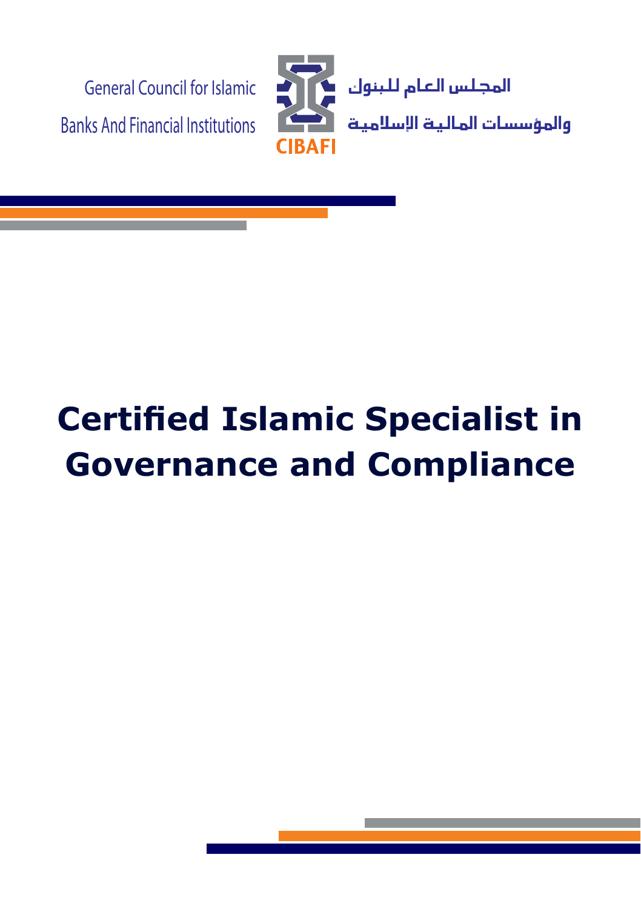General Council for Islamic Banks And Financial Institutions

CIBAFI

المجلس العام للبنوك والمؤسسات المالية الإسلامية

# Certified Islamic Specialist in Governance and Compliance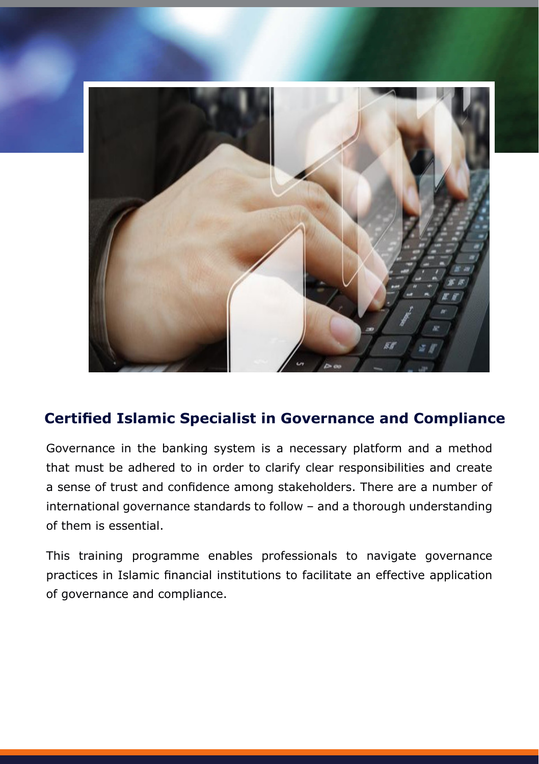## Certified Islamic Specialist in Governance and Compliance

Governance in the banking system is a necessary platform and a method that must be adhered to in order to clarify clear responsibilities and create a sense of trust and confidence among stakeholders. There are a number of international governance standards to follow – and a thorough understanding of them is essential.

This training programme enables professionals to navigate governance practices in Islamic financial institutions to facilitate an effective application of governance and compliance.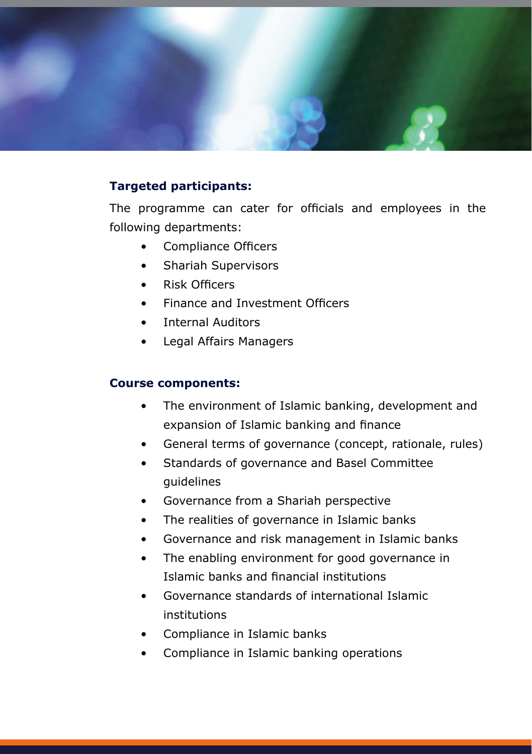**Targeted participants:**

The programme can cater for officials and employees in the following departments:

- Compliance Officers
- Shariah Supervisors
- Risk Officers
- Finance and Investment Officers
- Internal Auditors
- Legal Affairs Managers

**Course components:**

- The environment of Islamic banking, development and expansion of Islamic banking and finance
- General terms of governance (concept, rationale, rules)
- Standards of governance and Basel Committee guidelines
- Governance from a Shariah perspective
- The realities of governance in Islamic banks
- Governance and risk management in Islamic banks
- The enabling environment for good governance in Islamic banks and financial institutions
- Governance standards of international Islamic institutions
- Compliance in Islamic banks
- Compliance in Islamic banking operations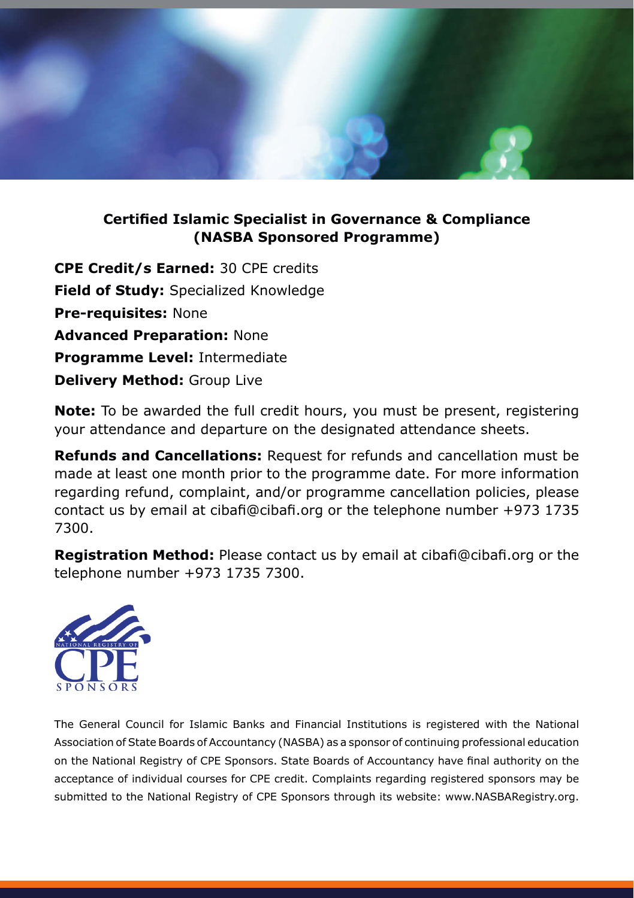**Certified Islamic Specialist in Governance & Compliance (NASBA Sponsored Programme)**

**CPE Credit/s Earned:** 30 CPE credits

**Field of Study:** Specialized Knowledge

**Pre-requisites:** None

**Advanced Preparation:** None

**Programme Level:** Intermediate

**Delivery Method:** Group Live

**Note:** To be awarded the full credit hours, you must be present, registering your attendance and departure on the designated attendance sheets.

**Refunds and Cancellations:** Request for refunds and cancellation must be made at least one month prior to the programme date. For more information regarding refund, complaint, and/or programme cancellation policies, please contact us by email at cibafi@cibafi.org or the telephone number +973 1735 7300.

**Registration Method:** Please contact us by email at cibafi@cibafi.org or the telephone number +973 1735 7300.

NATIONAL REGISTRY OF CPE SPONSORS

The General Council for Islamic Banks and Financial Institutions is registered with the National Association of State Boards of Accountancy (NASBA) as a sponsor of continuing professional education on the National Registry of CPE Sponsors. State Boards of Accountancy have final authority on the acceptance of individual courses for CPE credit. Complaints regarding registered sponsors may be submitted to the National Registry of CPE Sponsors through its website: www.NASBARegistry.org.